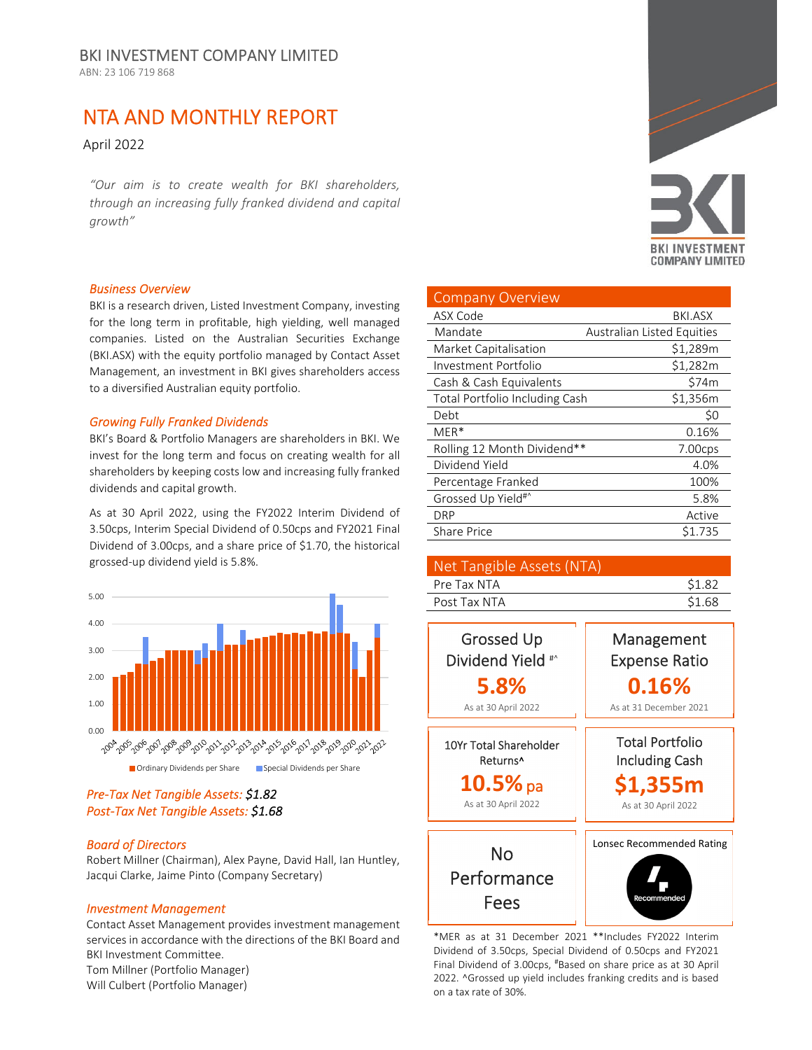# BKI INVESTMENT COMPANY LIMITED

ABN: 23 106 719 868

## NTA AND MONTHLY REPORT

April 2022

*"Our aim is to create wealth for BKI shareholders, through an increasing fully franked dividend and capital growth"*

### *Business Overview*

BKI is a research driven, Listed Investment Company, investing for the long term in profitable, high yielding, well managed companies. Listed on the Australian Securities Exchange (BKI.ASX) with the equity portfolio managed by Contact Asset Management, an investment in BKI gives shareholders access to a diversified Australian equity portfolio.

### *Growing Fully Franked Dividends*

BKI's Board & Portfolio Managers are shareholders in BKI. We invest for the long term and focus on creating wealth for all shareholders by keeping costs low and increasing fully franked dividends and capital growth.

As at 30 April 2022, using the FY2022 Interim Dividend of 3.50cps, Interim Special Dividend of 0.50cps and FY2021 Final Dividend of 3.00cps, and a share price of $1.70, the historical grossed-up dividend yield is 5.8%.

Ordinary Dividends per Share / Special Dividends per Share (2004–2022)

*Pre-Tax Net Tangible Assets: $1.82*
*Post-Tax Net Tangible Assets: $1.68*

### *Board of Directors*

Robert Millner (Chairman), Alex Payne, David Hall, Ian Huntley, Jacqui Clarke, Jaime Pinto (Company Secretary)

### *Investment Management*

Contact Asset Management provides investment management services in accordance with the directions of the BKI Board and BKI Investment Committee.
Tom Millner (Portfolio Manager)
Will Culbert (Portfolio Manager)

| Company Overview | |
|---|---|
| ASX Code | BKI.ASX |
| Mandate | Australian Listed Equities |
| Market Capitalisation | $1,289m |
| Investment Portfolio | $1,282m |
| Cash & Cash Equivalents | $74m |
| Total Portfolio Including Cash | $1,356m |
| Debt | $0 |
| MER* | 0.16% |
| Rolling 12 Month Dividend** | 7.00cps |
| Dividend Yield | 4.0% |
| Percentage Franked | 100% |
| Grossed Up Yield#^ | 5.8% |
| DRP | Active |
| Share Price | $1.735 |

| Net Tangible Assets (NTA) | |
|---|---|
| Pre Tax NTA | $1.82 |
| Post Tax NTA | $1.68 |

**Grossed Up Dividend Yield #^**
**5.8%**
As at 30 April 2022

**Management Expense Ratio**
**0.16%**
As at 31 December 2021

**10Yr Total Shareholder Returns^**
**10.5% pa**
As at 30 April 2022

**Total Portfolio Including Cash**
**$1,355m**
As at 30 April 2022

**No Performance Fees**

Lonsec Recommended Rating
Recommended

*MER as at 31 December 2021 **Includes FY2022 Interim Dividend of 3.50cps, Special Dividend of 0.50cps and FY2021 Final Dividend of 3.00cps, #Based on share price as at 30 April 2022. ^Grossed up yield includes franking credits and is based on a tax rate of 30%.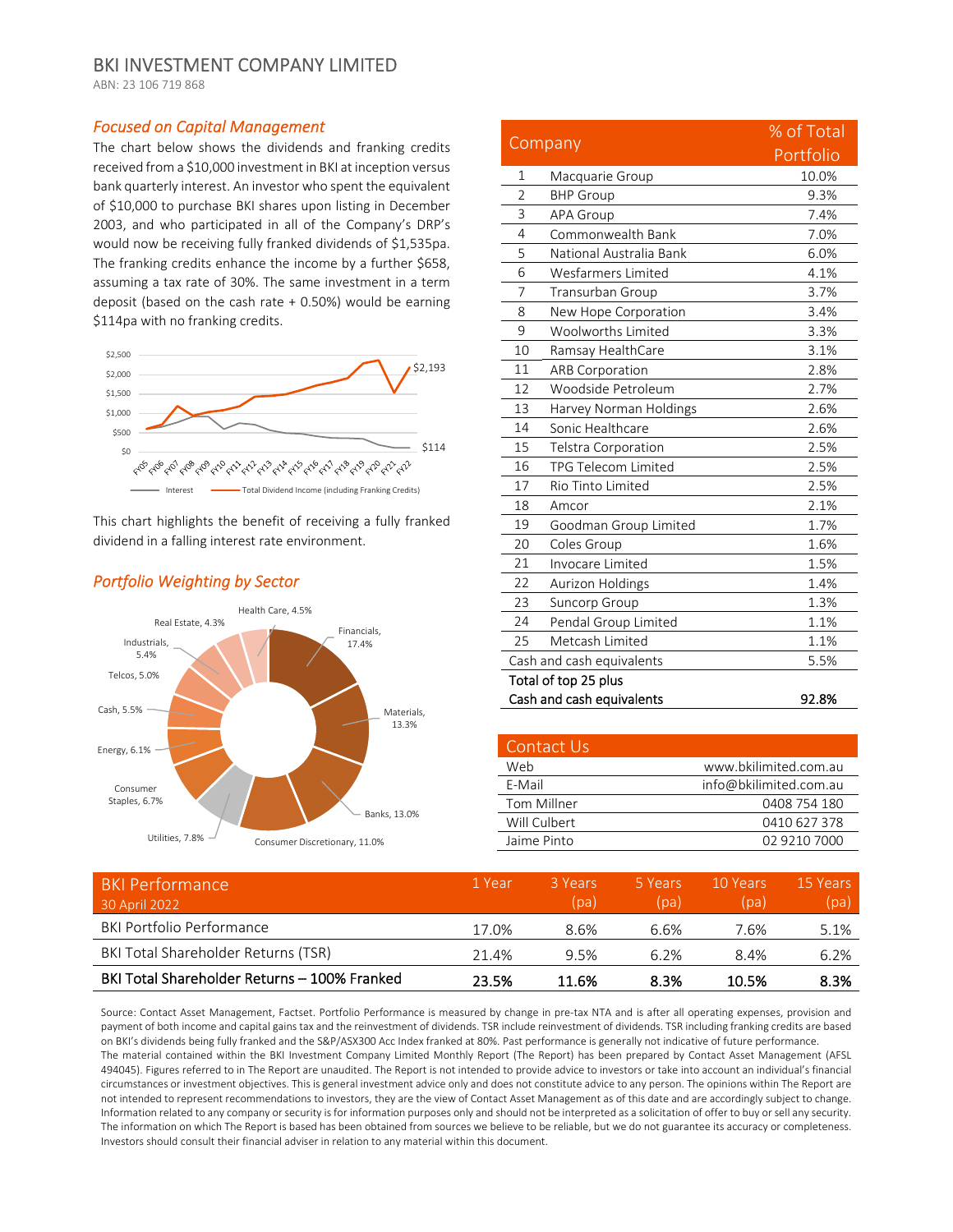BKI INVESTMENT COMPANY LIMITED

ABN: 23 106 719 868

## *Focused on Capital Management*

The chart below shows the dividends and franking credits received from a $10,000 investment in BKI at inception versus bank quarterly interest. An investor who spent the equivalent of $10,000 to purchase BKI shares upon listing in December 2003, and who participated in all of the Company's DRP's would now be receiving fully franked dividends of $1,535pa. The franking credits enhance the income by a further $658, assuming a tax rate of 30%. The same investment in a term deposit (based on the cash rate + 0.50%) would be earning $114pa with no franking credits.

$2,500
$2,000
$1,500
$1,000
$500
$0

$2,193
$114

FY05 FY06 FY07 FY08 FY09 FY10 FY11 FY12 FY13 FY14 FY15 FY16 FY17 FY18 FY19 FY20 FY21 FY22

Interest — Total Dividend Income (including Franking Credits)

This chart highlights the benefit of receiving a fully franked dividend in a falling interest rate environment.

## *Portfolio Weighting by Sector*

Financials, 17.4%
Materials, 13.3%
Banks, 13.0%
Consumer Discretionary, 11.0%
Utilities, 7.8%
Consumer Staples, 6.7%
Energy, 6.1%
Cash, 5.5%
Telcos, 5.0%
Industrials, 5.4%
Real Estate, 4.3%
Health Care, 4.5%

| | Company | % of Total Portfolio |
|---|---|---|
| 1 | Macquarie Group | 10.0% |
| 2 | BHP Group | 9.3% |
| 3 | APA Group | 7.4% |
| 4 | Commonwealth Bank | 7.0% |
| 5 | National Australia Bank | 6.0% |
| 6 | Wesfarmers Limited | 4.1% |
| 7 | Transurban Group | 3.7% |
| 8 | New Hope Corporation | 3.4% |
| 9 | Woolworths Limited | 3.3% |
| 10 | Ramsay HealthCare | 3.1% |
| 11 | ARB Corporation | 2.8% |
| 12 | Woodside Petroleum | 2.7% |
| 13 | Harvey Norman Holdings | 2.6% |
| 14 | Sonic Healthcare | 2.6% |
| 15 | Telstra Corporation | 2.5% |
| 16 | TPG Telecom Limited | 2.5% |
| 17 | Rio Tinto Limited | 2.5% |
| 18 | Amcor | 2.1% |
| 19 | Goodman Group Limited | 1.7% |
| 20 | Coles Group | 1.6% |
| 21 | Invocare Limited | 1.5% |
| 22 | Aurizon Holdings | 1.4% |
| 23 | Suncorp Group | 1.3% |
| 24 | Pendal Group Limited | 1.1% |
| 25 | Metcash Limited | 1.1% |
| Cash and cash equivalents | | 5.5% |
| **Total of top 25 plus Cash and cash equivalents** | | **92.8%** |

| Contact Us | |
|---|---|
| Web | www.bkilimited.com.au |
| E-Mail | info@bkilimited.com.au |
| Tom Millner | 0408 754 180 |
| Will Culbert | 0410 627 378 |
| Jaime Pinto | 02 9210 7000 |

| BKI Performance 30 April 2022 | 1 Year | 3 Years (pa) | 5 Years (pa) | 10 Years (pa) | 15 Years (pa) |
|---|---|---|---|---|---|
| BKI Portfolio Performance | 17.0% | 8.6% | 6.6% | 7.6% | 5.1% |
| BKI Total Shareholder Returns (TSR) | 21.4% | 9.5% | 6.2% | 8.4% | 6.2% |
| **BKI Total Shareholder Returns – 100% Franked** | **23.5%** | **11.6%** | **8.3%** | **10.5%** | **8.3%** |

Source: Contact Asset Management, Factset. Portfolio Performance is measured by change in pre-tax NTA and is after all operating expenses, provision and payment of both income and capital gains tax and the reinvestment of dividends. TSR include reinvestment of dividends. TSR including franking credits are based on BKI's dividends being fully franked and the S&P/ASX300 Acc Index franked at 80%. Past performance is generally not indicative of future performance.
The material contained within the BKI Investment Company Limited Monthly Report (The Report) has been prepared by Contact Asset Management (AFSL 494045). Figures referred to in The Report are unaudited. The Report is not intended to provide advice to investors or take into account an individual's financial circumstances or investment objectives. This is general investment advice only and does not constitute advice to any person. The opinions within The Report are not intended to represent recommendations to investors, they are the view of Contact Asset Management as of this date and are accordingly subject to change. Information related to any company or security is for information purposes only and should not be interpreted as a solicitation of offer to buy or sell any security. The information on which The Report is based has been obtained from sources we believe to be reliable, but we do not guarantee its accuracy or completeness. Investors should consult their financial adviser in relation to any material within this document.